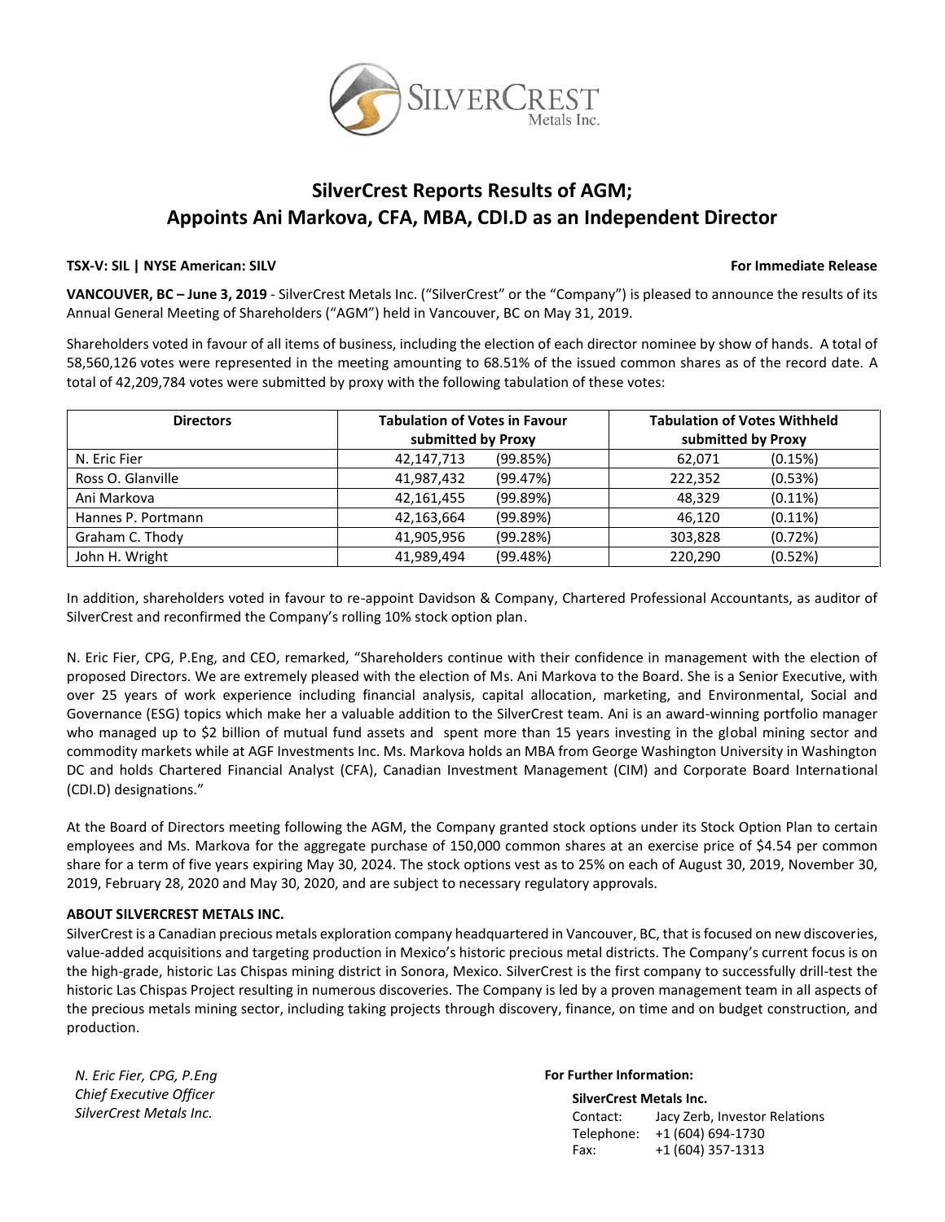# SilverCrest Reports Results of AGM; Appoints Ani Markova, CFA, MBA, CDI.D as an Independent Director

**TSX-V: SIL | NYSE American: SILV** **For Immediate Release**

**VANCOUVER, BC – June 3, 2019** - SilverCrest Metals Inc. ("SilverCrest" or the "Company") is pleased to announce the results of its Annual General Meeting of Shareholders ("AGM") held in Vancouver, BC on May 31, 2019.

Shareholders voted in favour of all items of business, including the election of each director nominee by show of hands. A total of 58,560,126 votes were represented in the meeting amounting to 68.51% of the issued common shares as of the record date. A total of 42,209,784 votes were submitted by proxy with the following tabulation of these votes:

| Directors | Tabulation of Votes in Favour submitted by Proxy | | Tabulation of Votes Withheld submitted by Proxy | |
|---|---|---|---|---|
| N. Eric Fier | 42,147,713 | (99.85%) | 62,071 | (0.15%) |
| Ross O. Glanville | 41,987,432 | (99.47%) | 222,352 | (0.53%) |
| Ani Markova | 42,161,455 | (99.89%) | 48,329 | (0.11%) |
| Hannes P. Portmann | 42,163,664 | (99.89%) | 46,120 | (0.11%) |
| Graham C. Thody | 41,905,956 | (99.28%) | 303,828 | (0.72%) |
| John H. Wright | 41,989,494 | (99.48%) | 220,290 | (0.52%) |

In addition, shareholders voted in favour to re-appoint Davidson & Company, Chartered Professional Accountants, as auditor of SilverCrest and reconfirmed the Company's rolling 10% stock option plan.

N. Eric Fier, CPG, P.Eng, and CEO, remarked, "Shareholders continue with their confidence in management with the election of proposed Directors. We are extremely pleased with the election of Ms. Ani Markova to the Board. She is a Senior Executive, with over 25 years of work experience including financial analysis, capital allocation, marketing, and Environmental, Social and Governance (ESG) topics which make her a valuable addition to the SilverCrest team. Ani is an award-winning portfolio manager who managed up to $2 billion of mutual fund assets and spent more than 15 years investing in the global mining sector and commodity markets while at AGF Investments Inc. Ms. Markova holds an MBA from George Washington University in Washington DC and holds Chartered Financial Analyst (CFA), Canadian Investment Management (CIM) and Corporate Board International (CDI.D) designations."

At the Board of Directors meeting following the AGM, the Company granted stock options under its Stock Option Plan to certain employees and Ms. Markova for the aggregate purchase of 150,000 common shares at an exercise price of $4.54 per common share for a term of five years expiring May 30, 2024. The stock options vest as to 25% on each of August 30, 2019, November 30, 2019, February 28, 2020 and May 30, 2020, and are subject to necessary regulatory approvals.

**ABOUT SILVERCREST METALS INC.**

SilverCrest is a Canadian precious metals exploration company headquartered in Vancouver, BC, that is focused on new discoveries, value-added acquisitions and targeting production in Mexico's historic precious metal districts. The Company's current focus is on the high-grade, historic Las Chispas mining district in Sonora, Mexico. SilverCrest is the first company to successfully drill-test the historic Las Chispas Project resulting in numerous discoveries. The Company is led by a proven management team in all aspects of the precious metals mining sector, including taking projects through discovery, finance, on time and on budget construction, and production.

*N. Eric Fier, CPG, P.Eng*
*Chief Executive Officer*
*SilverCrest Metals Inc.*

**For Further Information:**

**SilverCrest Metals Inc.**
Contact: Jacy Zerb, Investor Relations
Telephone: +1 (604) 694-1730
Fax: +1 (604) 357-1313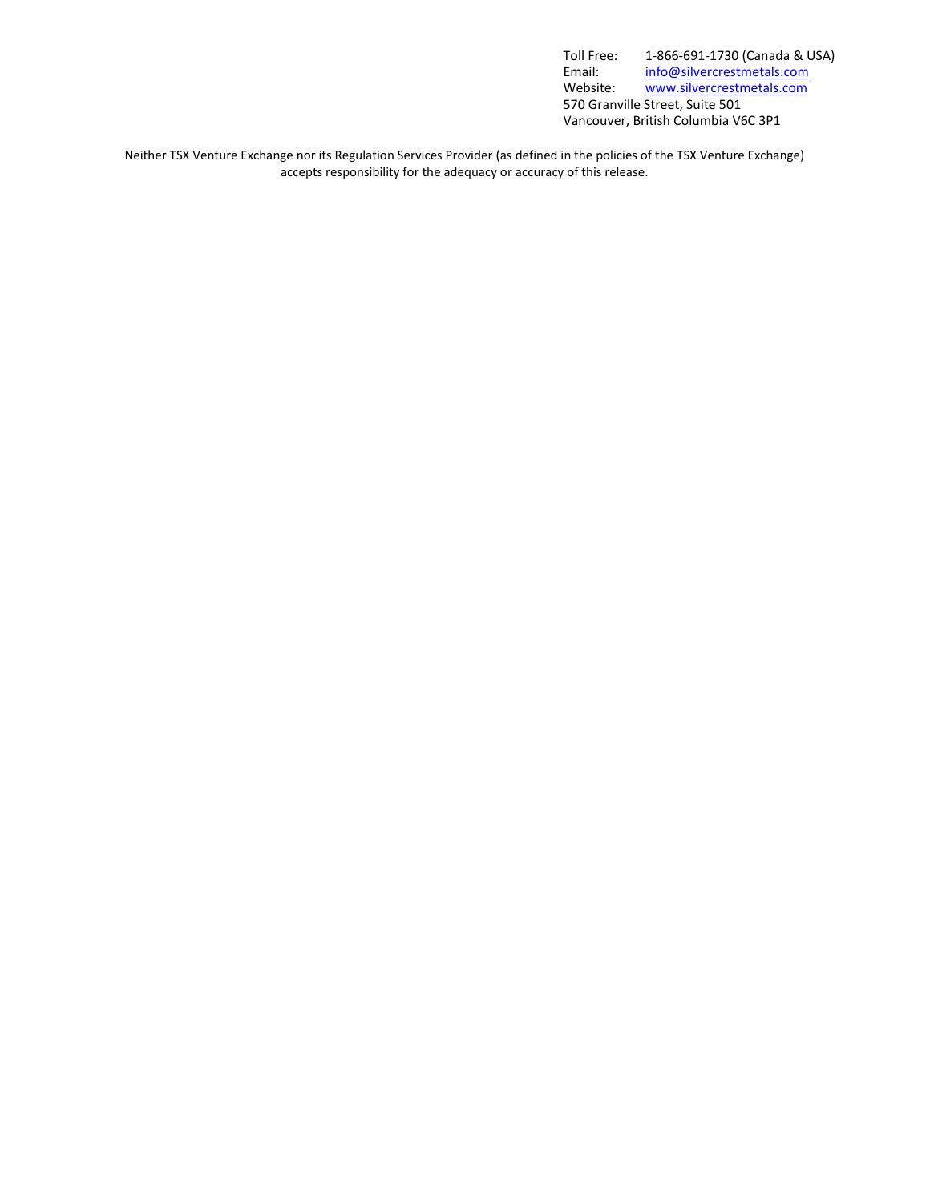Toll Free: 1-866-691-1730 (Canada & USA)
Email: info@silvercrestmetals.com
Website: www.silvercrestmetals.com
570 Granville Street, Suite 501
Vancouver, British Columbia V6C 3P1

Neither TSX Venture Exchange nor its Regulation Services Provider (as defined in the policies of the TSX Venture Exchange) accepts responsibility for the adequacy or accuracy of this release.